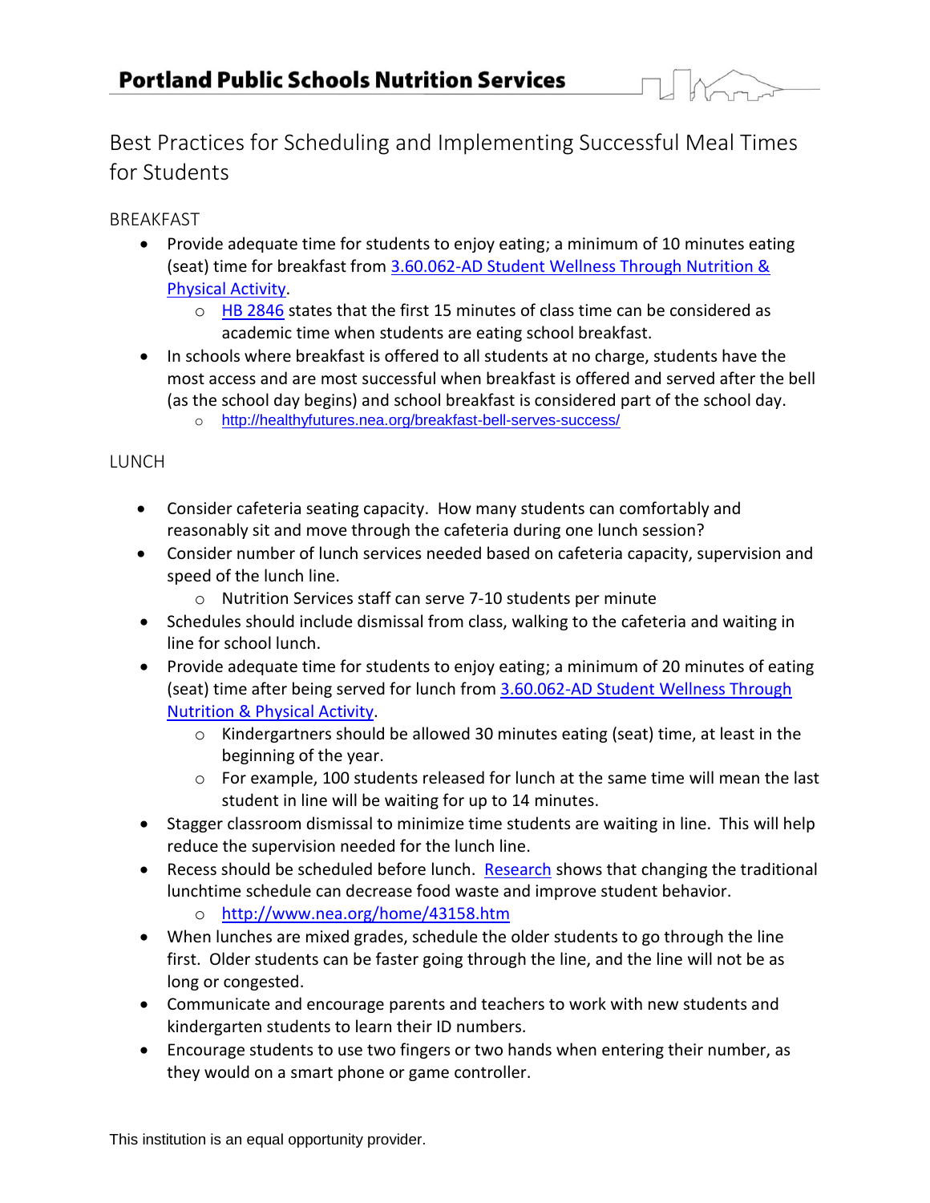# Portland Public Schools Nutrition Services

## Best Practices for Scheduling and Implementing Successful Meal Times for Students

### BREAKFAST

- Provide adequate time for students to enjoy eating; a minimum of 10 minutes eating (seat) time for breakfast from 3.60.062-AD Student Wellness Through Nutrition & Physical Activity.
  - HB 2846 states that the first 15 minutes of class time can be considered as academic time when students are eating school breakfast.
- In schools where breakfast is offered to all students at no charge, students have the most access and are most successful when breakfast is offered and served after the bell (as the school day begins) and school breakfast is considered part of the school day.
  - http://healthyfutures.nea.org/breakfast-bell-serves-success/

### LUNCH

- Consider cafeteria seating capacity. How many students can comfortably and reasonably sit and move through the cafeteria during one lunch session?
- Consider number of lunch services needed based on cafeteria capacity, supervision and speed of the lunch line.
  - Nutrition Services staff can serve 7-10 students per minute
- Schedules should include dismissal from class, walking to the cafeteria and waiting in line for school lunch.
- Provide adequate time for students to enjoy eating; a minimum of 20 minutes of eating (seat) time after being served for lunch from 3.60.062-AD Student Wellness Through Nutrition & Physical Activity.
  - Kindergartners should be allowed 30 minutes eating (seat) time, at least in the beginning of the year.
  - For example, 100 students released for lunch at the same time will mean the last student in line will be waiting for up to 14 minutes.
- Stagger classroom dismissal to minimize time students are waiting in line. This will help reduce the supervision needed for the lunch line.
- Recess should be scheduled before lunch. Research shows that changing the traditional lunchtime schedule can decrease food waste and improve student behavior.
  - http://www.nea.org/home/43158.htm
- When lunches are mixed grades, schedule the older students to go through the line first. Older students can be faster going through the line, and the line will not be as long or congested.
- Communicate and encourage parents and teachers to work with new students and kindergarten students to learn their ID numbers.
- Encourage students to use two fingers or two hands when entering their number, as they would on a smart phone or game controller.

This institution is an equal opportunity provider.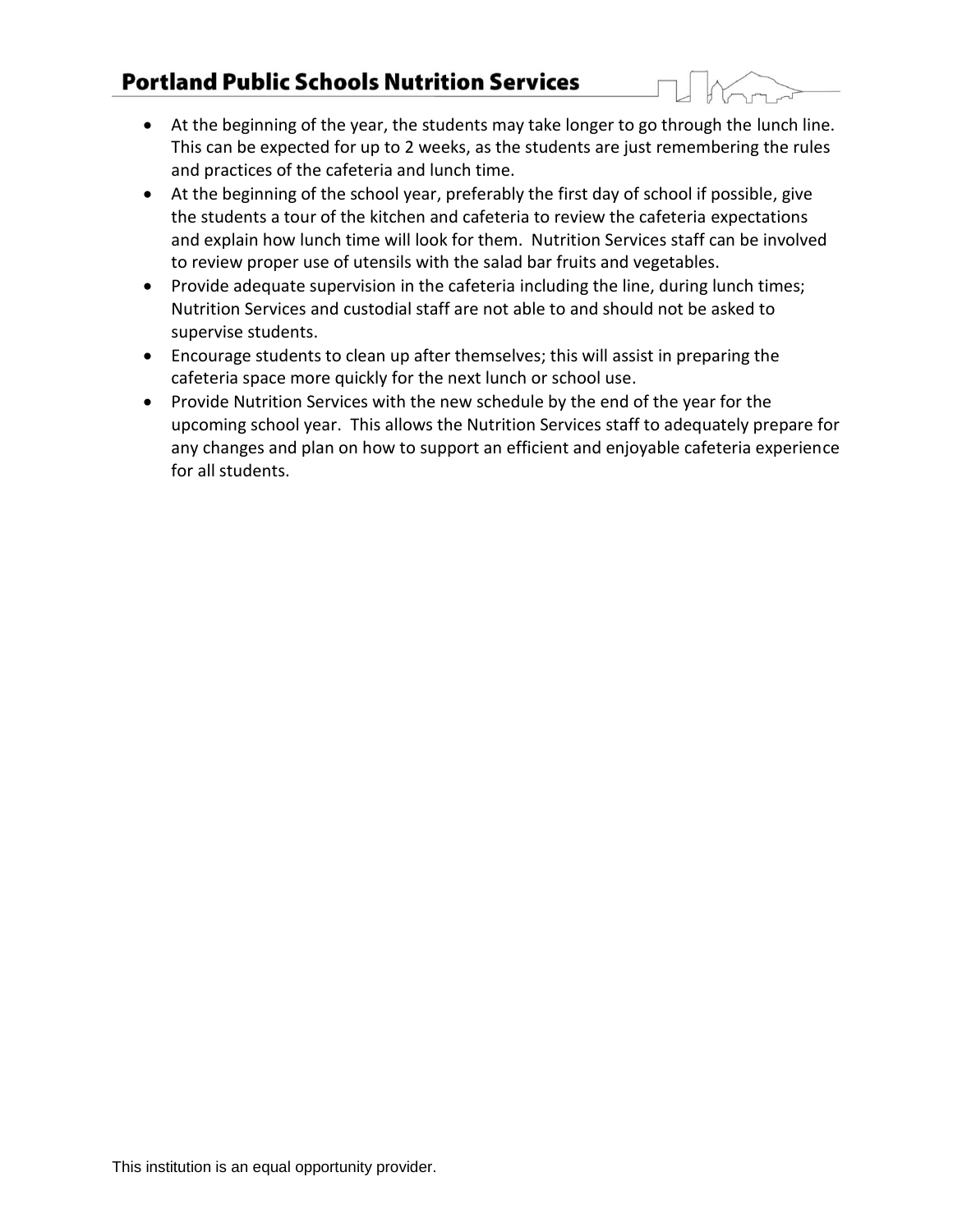- At the beginning of the year, the students may take longer to go through the lunch line. This can be expected for up to 2 weeks, as the students are just remembering the rules and practices of the cafeteria and lunch time.
- At the beginning of the school year, preferably the first day of school if possible, give the students a tour of the kitchen and cafeteria to review the cafeteria expectations and explain how lunch time will look for them. Nutrition Services staff can be involved to review proper use of utensils with the salad bar fruits and vegetables.
- Provide adequate supervision in the cafeteria including the line, during lunch times; Nutrition Services and custodial staff are not able to and should not be asked to supervise students.
- Encourage students to clean up after themselves; this will assist in preparing the cafeteria space more quickly for the next lunch or school use.
- Provide Nutrition Services with the new schedule by the end of the year for the upcoming school year. This allows the Nutrition Services staff to adequately prepare for any changes and plan on how to support an efficient and enjoyable cafeteria experience for all students.